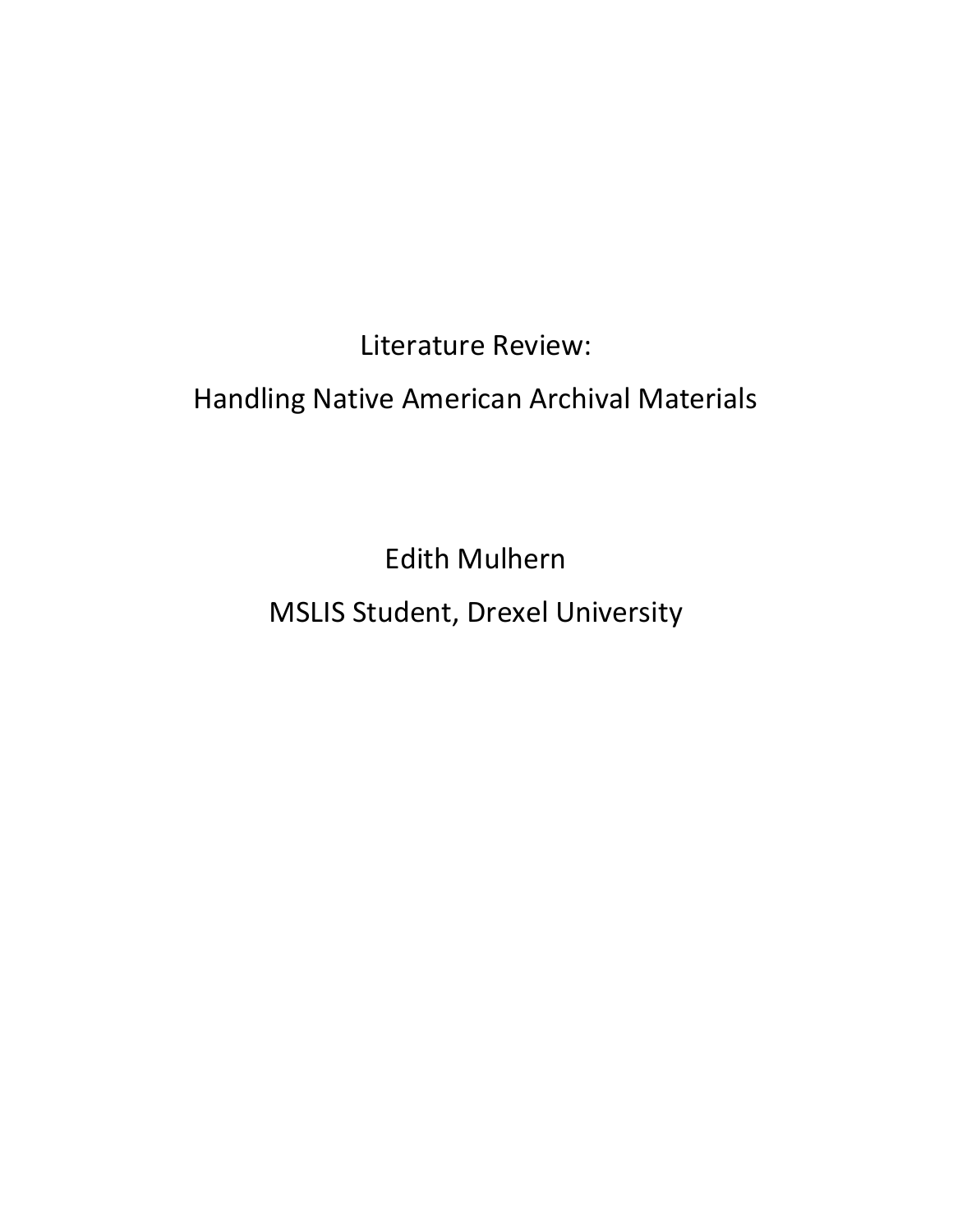# Literature Review:

# Handling Native American Archival Materials

Edith Mulhern

MSLIS Student, Drexel University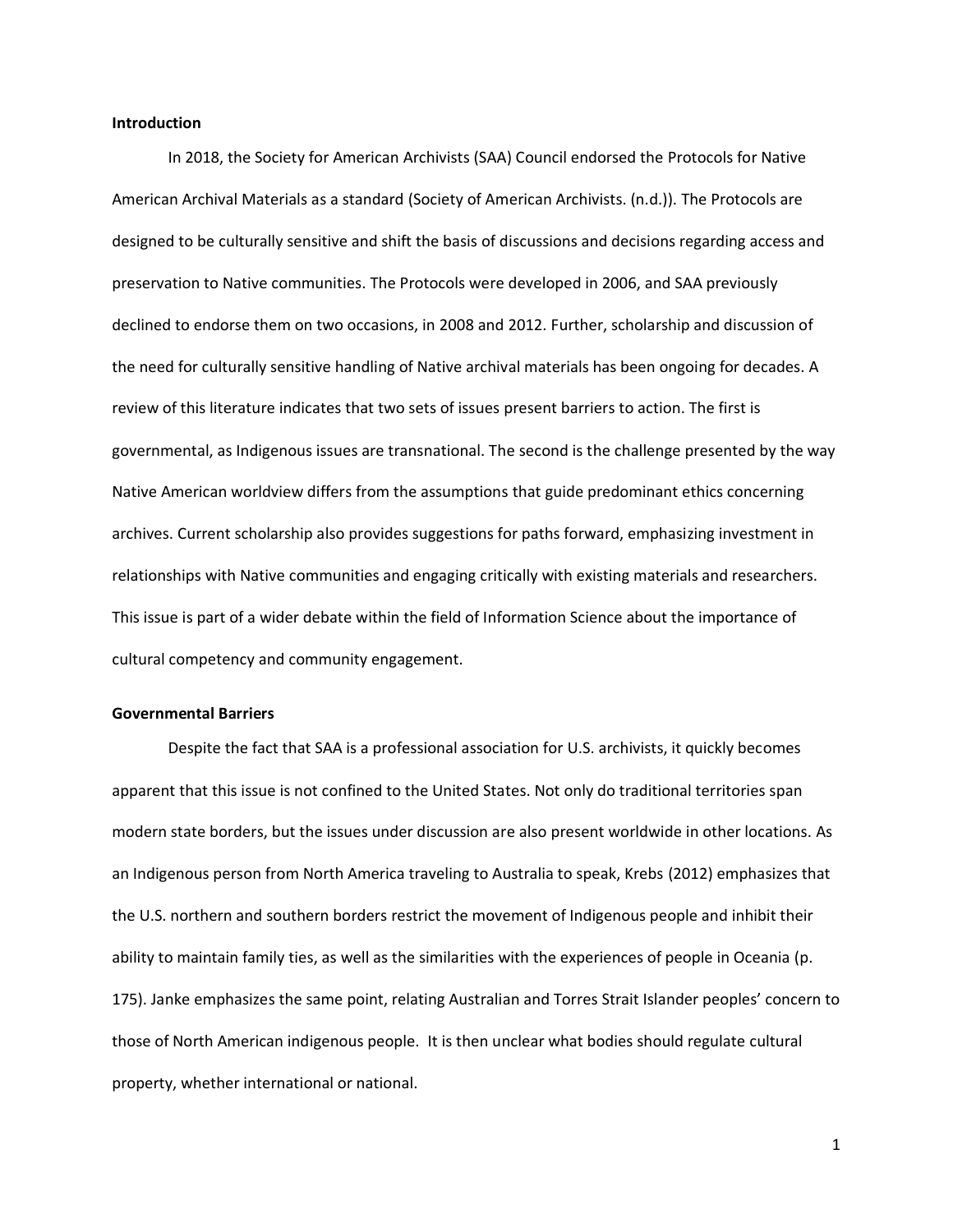**Introduction**

In 2018, the Society for American Archivists (SAA) Council endorsed the Protocols for Native American Archival Materials as a standard (Society of American Archivists. (n.d.)). The Protocols are designed to be culturally sensitive and shift the basis of discussions and decisions regarding access and preservation to Native communities. The Protocols were developed in 2006, and SAA previously declined to endorse them on two occasions, in 2008 and 2012. Further, scholarship and discussion of the need for culturally sensitive handling of Native archival materials has been ongoing for decades. A review of this literature indicates that two sets of issues present barriers to action. The first is governmental, as Indigenous issues are transnational. The second is the challenge presented by the way Native American worldview differs from the assumptions that guide predominant ethics concerning archives. Current scholarship also provides suggestions for paths forward, emphasizing investment in relationships with Native communities and engaging critically with existing materials and researchers. This issue is part of a wider debate within the field of Information Science about the importance of cultural competency and community engagement.

**Governmental Barriers**

Despite the fact that SAA is a professional association for U.S. archivists, it quickly becomes apparent that this issue is not confined to the United States. Not only do traditional territories span modern state borders, but the issues under discussion are also present worldwide in other locations. As an Indigenous person from North America traveling to Australia to speak, Krebs (2012) emphasizes that the U.S. northern and southern borders restrict the movement of Indigenous people and inhibit their ability to maintain family ties, as well as the similarities with the experiences of people in Oceania (p. 175). Janke emphasizes the same point, relating Australian and Torres Strait Islander peoples' concern to those of North American indigenous people. It is then unclear what bodies should regulate cultural property, whether international or national.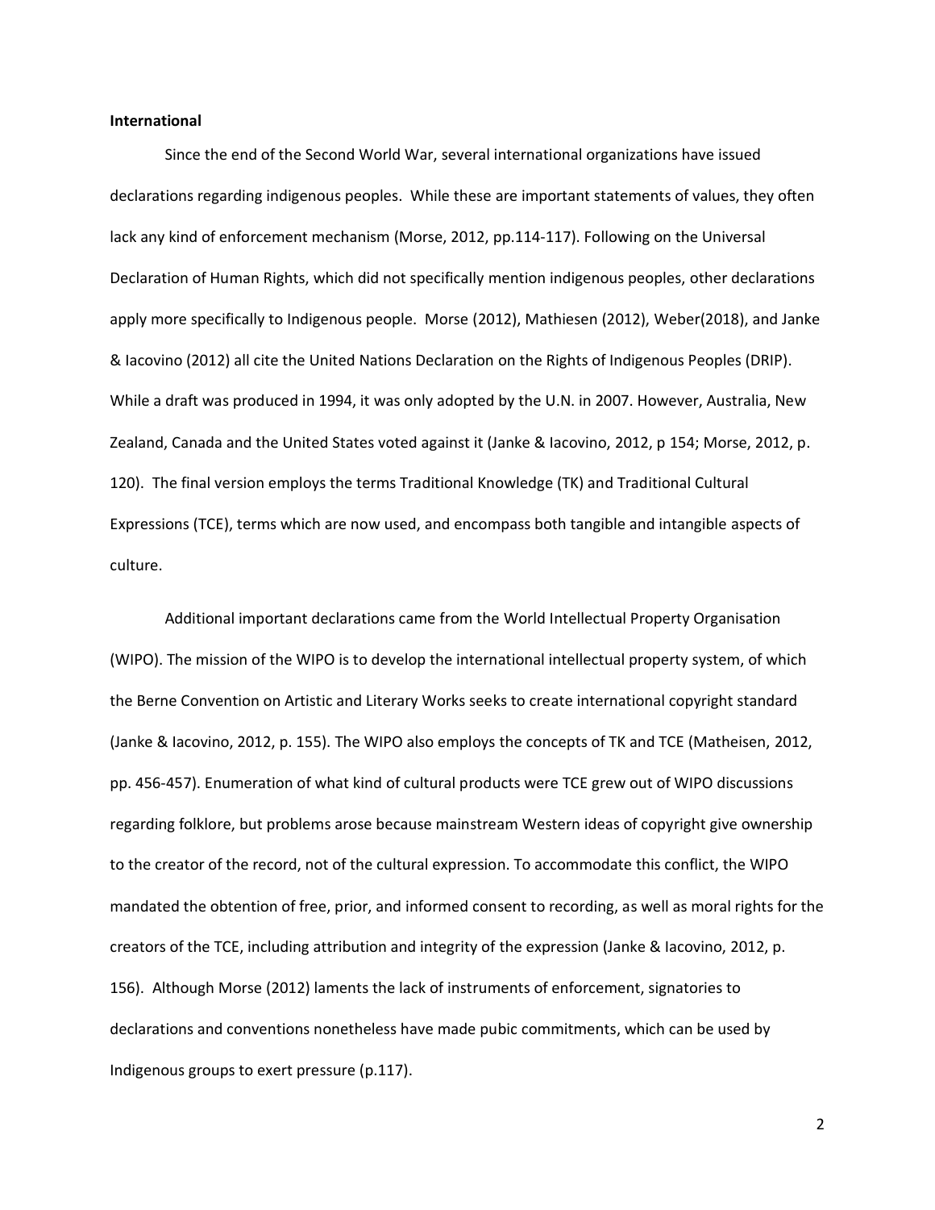**International**

Since the end of the Second World War, several international organizations have issued declarations regarding indigenous peoples. While these are important statements of values, they often lack any kind of enforcement mechanism (Morse, 2012, pp.114-117). Following on the Universal Declaration of Human Rights, which did not specifically mention indigenous peoples, other declarations apply more specifically to Indigenous people. Morse (2012), Mathiesen (2012), Weber(2018), and Janke & Iacovino (2012) all cite the United Nations Declaration on the Rights of Indigenous Peoples (DRIP). While a draft was produced in 1994, it was only adopted by the U.N. in 2007. However, Australia, New Zealand, Canada and the United States voted against it (Janke & Iacovino, 2012, p 154; Morse, 2012, p. 120). The final version employs the terms Traditional Knowledge (TK) and Traditional Cultural Expressions (TCE), terms which are now used, and encompass both tangible and intangible aspects of culture.

Additional important declarations came from the World Intellectual Property Organisation (WIPO). The mission of the WIPO is to develop the international intellectual property system, of which the Berne Convention on Artistic and Literary Works seeks to create international copyright standard (Janke & Iacovino, 2012, p. 155). The WIPO also employs the concepts of TK and TCE (Matheisen, 2012, pp. 456-457). Enumeration of what kind of cultural products were TCE grew out of WIPO discussions regarding folklore, but problems arose because mainstream Western ideas of copyright give ownership to the creator of the record, not of the cultural expression. To accommodate this conflict, the WIPO mandated the obtention of free, prior, and informed consent to recording, as well as moral rights for the creators of the TCE, including attribution and integrity of the expression (Janke & Iacovino, 2012, p. 156). Although Morse (2012) laments the lack of instruments of enforcement, signatories to declarations and conventions nonetheless have made pubic commitments, which can be used by Indigenous groups to exert pressure (p.117).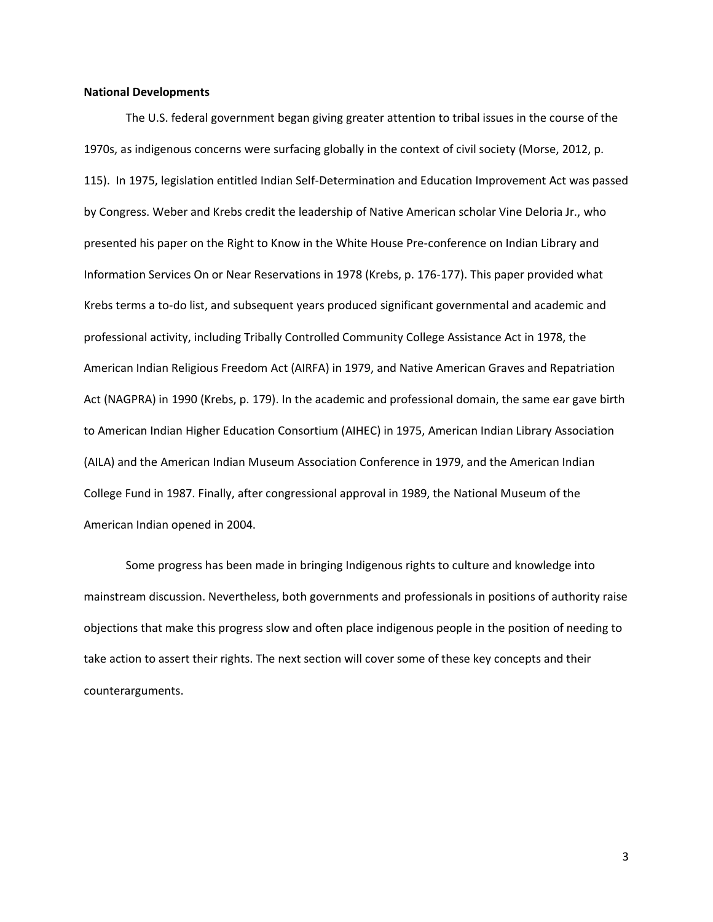**National Developments**

The U.S. federal government began giving greater attention to tribal issues in the course of the 1970s, as indigenous concerns were surfacing globally in the context of civil society (Morse, 2012, p. 115). In 1975, legislation entitled Indian Self-Determination and Education Improvement Act was passed by Congress. Weber and Krebs credit the leadership of Native American scholar Vine Deloria Jr., who presented his paper on the Right to Know in the White House Pre-conference on Indian Library and Information Services On or Near Reservations in 1978 (Krebs, p. 176-177). This paper provided what Krebs terms a to-do list, and subsequent years produced significant governmental and academic and professional activity, including Tribally Controlled Community College Assistance Act in 1978, the American Indian Religious Freedom Act (AIRFA) in 1979, and Native American Graves and Repatriation Act (NAGPRA) in 1990 (Krebs, p. 179). In the academic and professional domain, the same ear gave birth to American Indian Higher Education Consortium (AIHEC) in 1975, American Indian Library Association (AILA) and the American Indian Museum Association Conference in 1979, and the American Indian College Fund in 1987. Finally, after congressional approval in 1989, the National Museum of the American Indian opened in 2004.

Some progress has been made in bringing Indigenous rights to culture and knowledge into mainstream discussion. Nevertheless, both governments and professionals in positions of authority raise objections that make this progress slow and often place indigenous people in the position of needing to take action to assert their rights. The next section will cover some of these key concepts and their counterarguments.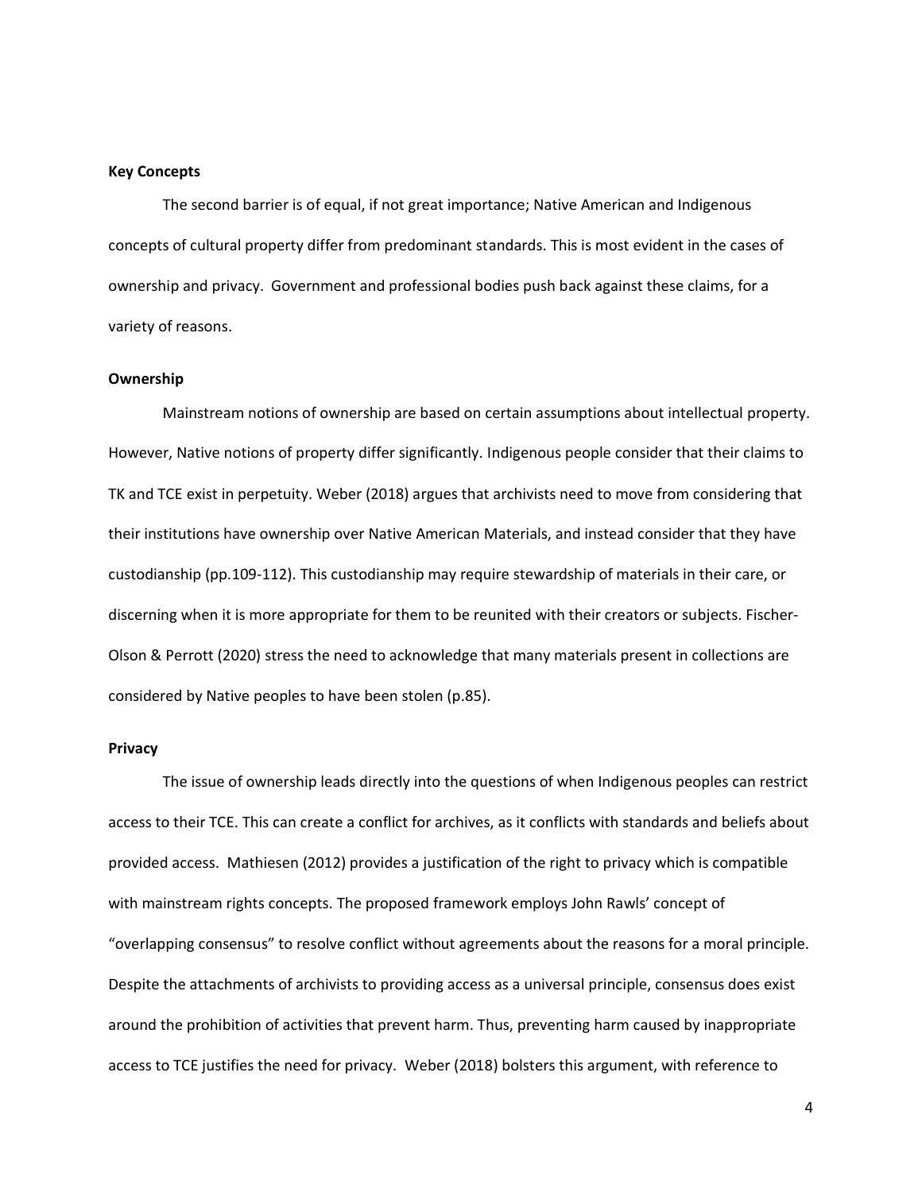## Key Concepts

The second barrier is of equal, if not great importance; Native American and Indigenous concepts of cultural property differ from predominant standards. This is most evident in the cases of ownership and privacy. Government and professional bodies push back against these claims, for a variety of reasons.

## Ownership

Mainstream notions of ownership are based on certain assumptions about intellectual property. However, Native notions of property differ significantly. Indigenous people consider that their claims to TK and TCE exist in perpetuity. Weber (2018) argues that archivists need to move from considering that their institutions have ownership over Native American Materials, and instead consider that they have custodianship (pp.109-112). This custodianship may require stewardship of materials in their care, or discerning when it is more appropriate for them to be reunited with their creators or subjects. Fischer-Olson & Perrott (2020) stress the need to acknowledge that many materials present in collections are considered by Native peoples to have been stolen (p.85).

## Privacy

The issue of ownership leads directly into the questions of when Indigenous peoples can restrict access to their TCE. This can create a conflict for archives, as it conflicts with standards and beliefs about provided access. Mathiesen (2012) provides a justification of the right to privacy which is compatible with mainstream rights concepts. The proposed framework employs John Rawls' concept of "overlapping consensus" to resolve conflict without agreements about the reasons for a moral principle. Despite the attachments of archivists to providing access as a universal principle, consensus does exist around the prohibition of activities that prevent harm. Thus, preventing harm caused by inappropriate access to TCE justifies the need for privacy. Weber (2018) bolsters this argument, with reference to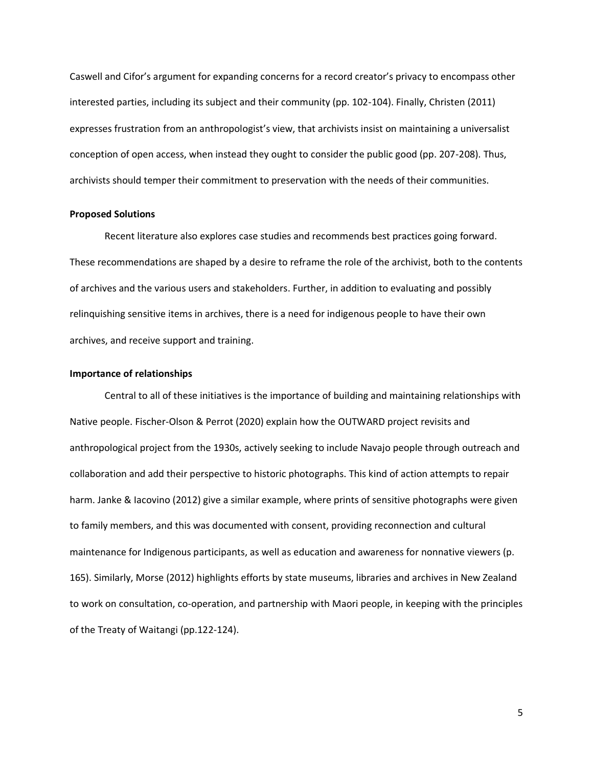Caswell and Cifor's argument for expanding concerns for a record creator's privacy to encompass other interested parties, including its subject and their community (pp. 102-104). Finally, Christen (2011) expresses frustration from an anthropologist's view, that archivists insist on maintaining a universalist conception of open access, when instead they ought to consider the public good (pp. 207-208). Thus, archivists should temper their commitment to preservation with the needs of their communities.

**Proposed Solutions**

Recent literature also explores case studies and recommends best practices going forward. These recommendations are shaped by a desire to reframe the role of the archivist, both to the contents of archives and the various users and stakeholders. Further, in addition to evaluating and possibly relinquishing sensitive items in archives, there is a need for indigenous people to have their own archives, and receive support and training.

**Importance of relationships**

Central to all of these initiatives is the importance of building and maintaining relationships with Native people. Fischer-Olson & Perrot (2020) explain how the OUTWARD project revisits and anthropological project from the 1930s, actively seeking to include Navajo people through outreach and collaboration and add their perspective to historic photographs. This kind of action attempts to repair harm. Janke & Iacovino (2012) give a similar example, where prints of sensitive photographs were given to family members, and this was documented with consent, providing reconnection and cultural maintenance for Indigenous participants, as well as education and awareness for nonnative viewers (p. 165). Similarly, Morse (2012) highlights efforts by state museums, libraries and archives in New Zealand to work on consultation, co-operation, and partnership with Maori people, in keeping with the principles of the Treaty of Waitangi (pp.122-124).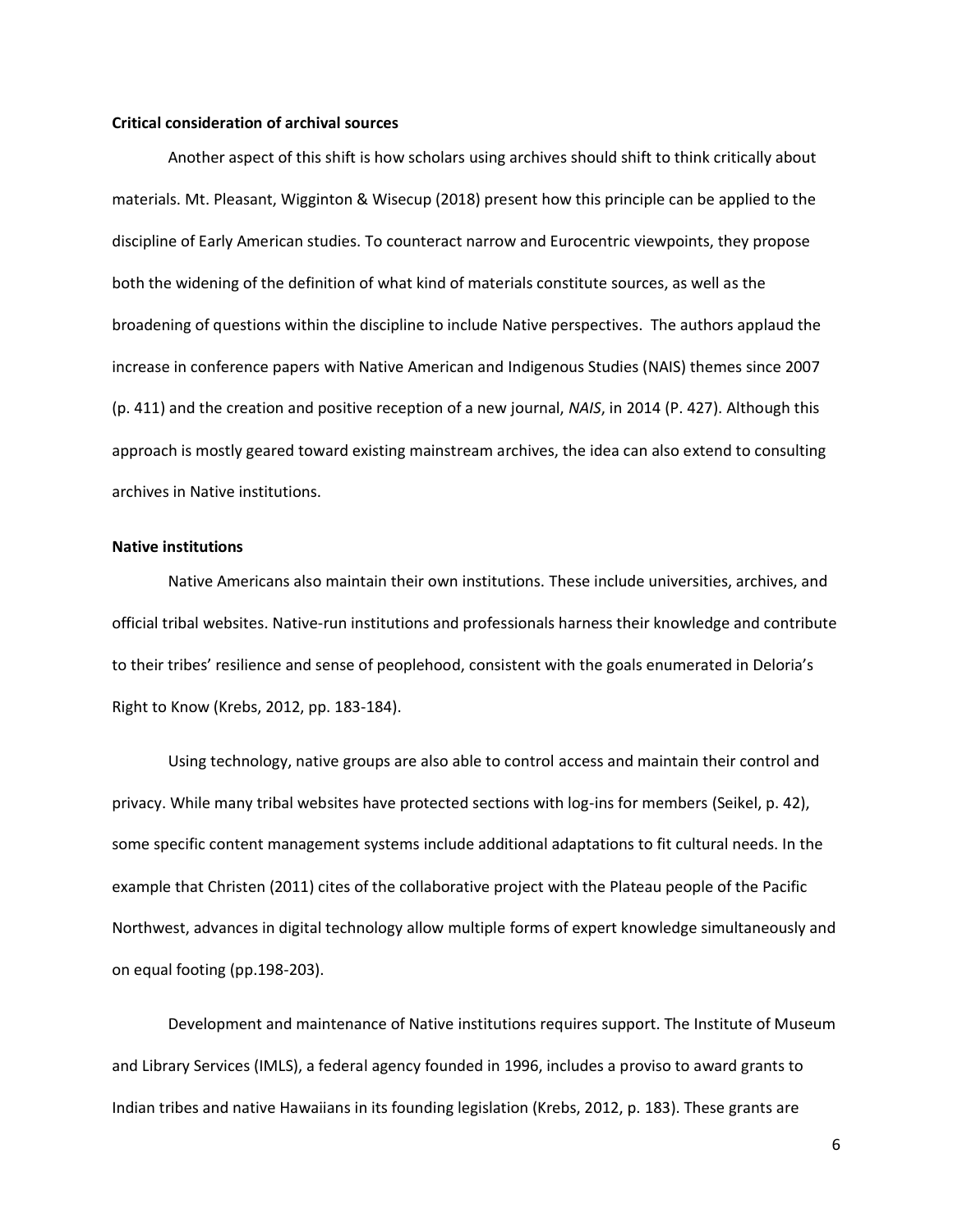**Critical consideration of archival sources**

Another aspect of this shift is how scholars using archives should shift to think critically about materials. Mt. Pleasant, Wigginton & Wisecup (2018) present how this principle can be applied to the discipline of Early American studies. To counteract narrow and Eurocentric viewpoints, they propose both the widening of the definition of what kind of materials constitute sources, as well as the broadening of questions within the discipline to include Native perspectives. The authors applaud the increase in conference papers with Native American and Indigenous Studies (NAIS) themes since 2007 (p. 411) and the creation and positive reception of a new journal, *NAIS*, in 2014 (P. 427). Although this approach is mostly geared toward existing mainstream archives, the idea can also extend to consulting archives in Native institutions.

**Native institutions**

Native Americans also maintain their own institutions. These include universities, archives, and official tribal websites. Native-run institutions and professionals harness their knowledge and contribute to their tribes' resilience and sense of peoplehood, consistent with the goals enumerated in Deloria's Right to Know (Krebs, 2012, pp. 183-184).

Using technology, native groups are also able to control access and maintain their control and privacy. While many tribal websites have protected sections with log-ins for members (Seikel, p. 42), some specific content management systems include additional adaptations to fit cultural needs. In the example that Christen (2011) cites of the collaborative project with the Plateau people of the Pacific Northwest, advances in digital technology allow multiple forms of expert knowledge simultaneously and on equal footing (pp.198-203).

Development and maintenance of Native institutions requires support. The Institute of Museum and Library Services (IMLS), a federal agency founded in 1996, includes a proviso to award grants to Indian tribes and native Hawaiians in its founding legislation (Krebs, 2012, p. 183). These grants are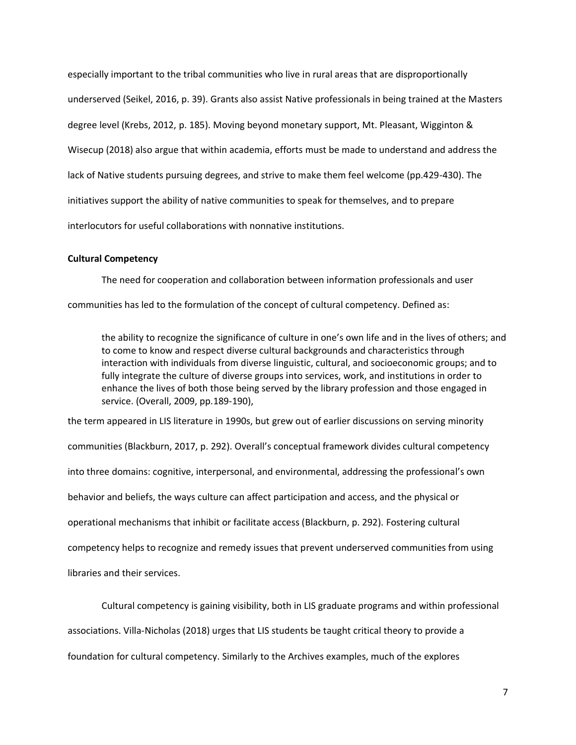especially important to the tribal communities who live in rural areas that are disproportionally underserved (Seikel, 2016, p. 39). Grants also assist Native professionals in being trained at the Masters degree level (Krebs, 2012, p. 185). Moving beyond monetary support, Mt. Pleasant, Wigginton & Wisecup (2018) also argue that within academia, efforts must be made to understand and address the lack of Native students pursuing degrees, and strive to make them feel welcome (pp.429-430). The initiatives support the ability of native communities to speak for themselves, and to prepare interlocutors for useful collaborations with nonnative institutions.

**Cultural Competency**

The need for cooperation and collaboration between information professionals and user communities has led to the formulation of the concept of cultural competency. Defined as:

> the ability to recognize the significance of culture in one's own life and in the lives of others; and to come to know and respect diverse cultural backgrounds and characteristics through interaction with individuals from diverse linguistic, cultural, and socioeconomic groups; and to fully integrate the culture of diverse groups into services, work, and institutions in order to enhance the lives of both those being served by the library profession and those engaged in service. (Overall, 2009, pp.189-190),

the term appeared in LIS literature in 1990s, but grew out of earlier discussions on serving minority communities (Blackburn, 2017, p. 292). Overall's conceptual framework divides cultural competency into three domains: cognitive, interpersonal, and environmental, addressing the professional's own behavior and beliefs, the ways culture can affect participation and access, and the physical or operational mechanisms that inhibit or facilitate access (Blackburn, p. 292). Fostering cultural competency helps to recognize and remedy issues that prevent underserved communities from using libraries and their services.

Cultural competency is gaining visibility, both in LIS graduate programs and within professional associations. Villa-Nicholas (2018) urges that LIS students be taught critical theory to provide a foundation for cultural competency. Similarly to the Archives examples, much of the explores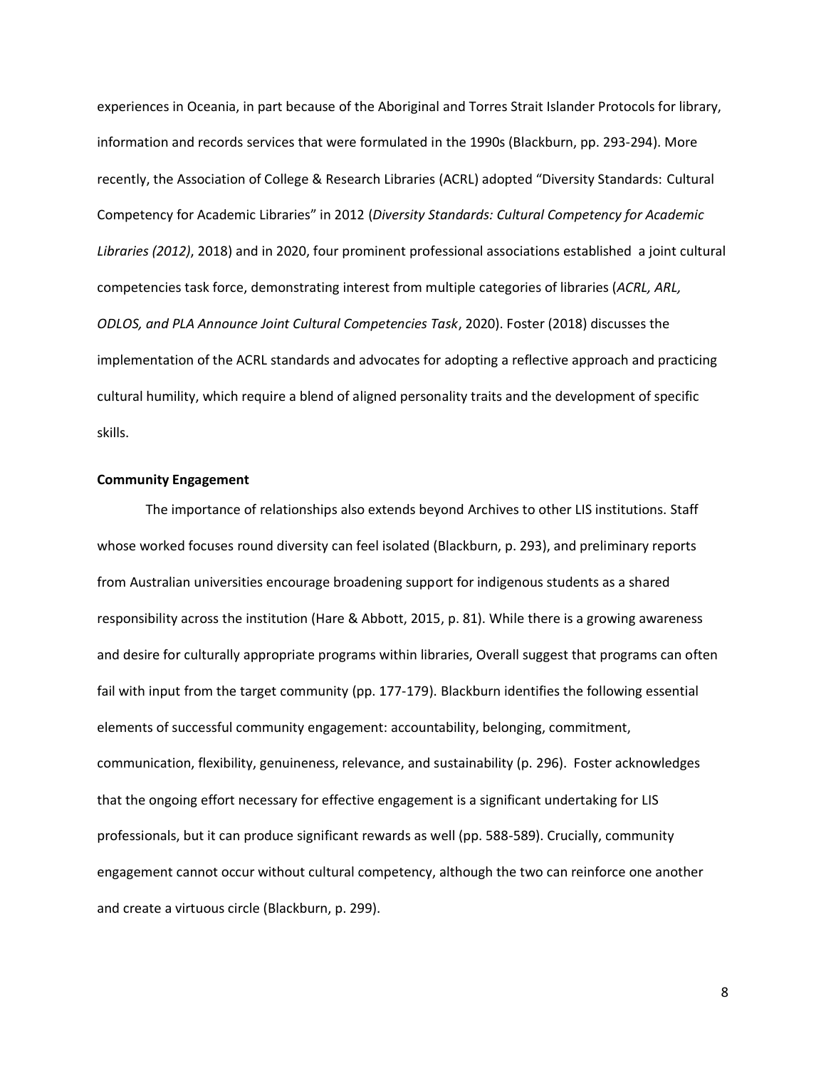experiences in Oceania, in part because of the Aboriginal and Torres Strait Islander Protocols for library, information and records services that were formulated in the 1990s (Blackburn, pp. 293-294). More recently, the Association of College & Research Libraries (ACRL) adopted "Diversity Standards: Cultural Competency for Academic Libraries" in 2012 (*Diversity Standards: Cultural Competency for Academic Libraries (2012)*, 2018) and in 2020, four prominent professional associations established a joint cultural competencies task force, demonstrating interest from multiple categories of libraries (*ACRL, ARL, ODLOS, and PLA Announce Joint Cultural Competencies Task*, 2020). Foster (2018) discusses the implementation of the ACRL standards and advocates for adopting a reflective approach and practicing cultural humility, which require a blend of aligned personality traits and the development of specific skills.

**Community Engagement**

The importance of relationships also extends beyond Archives to other LIS institutions. Staff whose worked focuses round diversity can feel isolated (Blackburn, p. 293), and preliminary reports from Australian universities encourage broadening support for indigenous students as a shared responsibility across the institution (Hare & Abbott, 2015, p. 81). While there is a growing awareness and desire for culturally appropriate programs within libraries, Overall suggest that programs can often fail with input from the target community (pp. 177-179). Blackburn identifies the following essential elements of successful community engagement: accountability, belonging, commitment, communication, flexibility, genuineness, relevance, and sustainability (p. 296). Foster acknowledges that the ongoing effort necessary for effective engagement is a significant undertaking for LIS professionals, but it can produce significant rewards as well (pp. 588-589). Crucially, community engagement cannot occur without cultural competency, although the two can reinforce one another and create a virtuous circle (Blackburn, p. 299).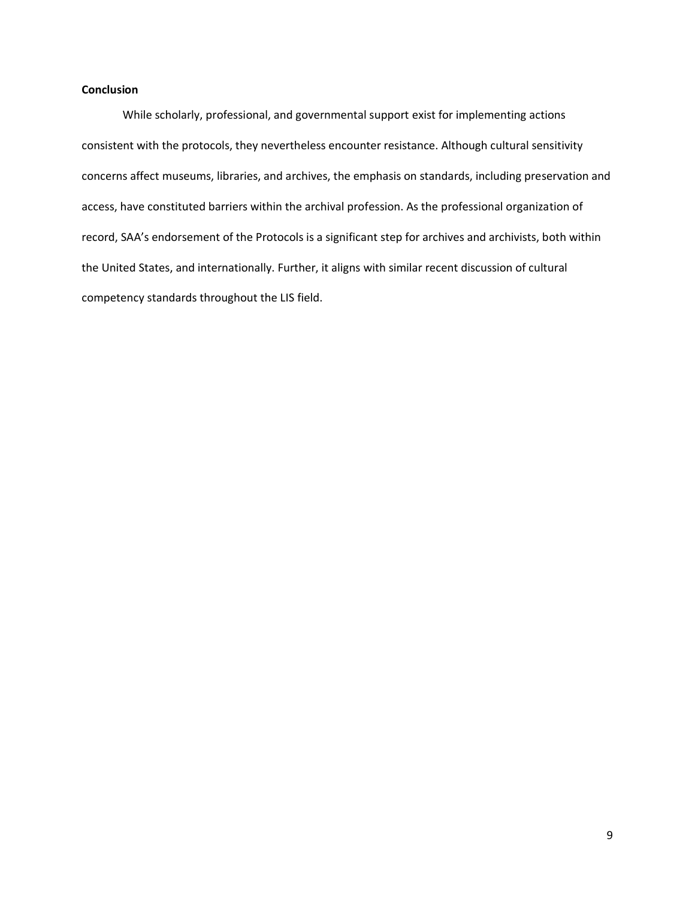**Conclusion**

While scholarly, professional, and governmental support exist for implementing actions consistent with the protocols, they nevertheless encounter resistance. Although cultural sensitivity concerns affect museums, libraries, and archives, the emphasis on standards, including preservation and access, have constituted barriers within the archival profession. As the professional organization of record, SAA's endorsement of the Protocols is a significant step for archives and archivists, both within the United States, and internationally. Further, it aligns with similar recent discussion of cultural competency standards throughout the LIS field.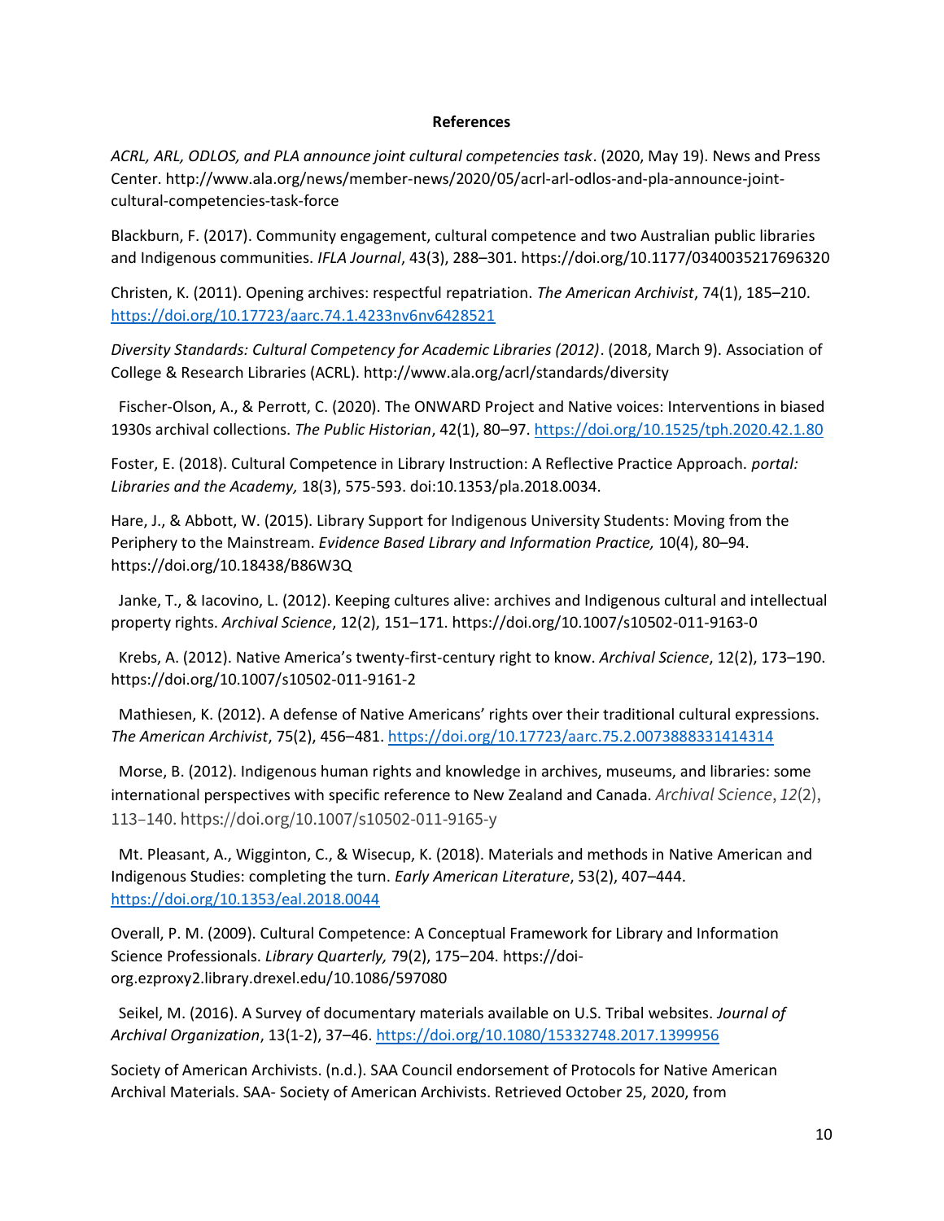**References**

*ACRL, ARL, ODLOS, and PLA announce joint cultural competencies task*. (2020, May 19). News and Press Center. http://www.ala.org/news/member-news/2020/05/acrl-arl-odlos-and-pla-announce-joint-cultural-competencies-task-force

Blackburn, F. (2017). Community engagement, cultural competence and two Australian public libraries and Indigenous communities. *IFLA Journal*, 43(3), 288–301. https://doi.org/10.1177/0340035217696320

Christen, K. (2011). Opening archives: respectful repatriation. *The American Archivist*, 74(1), 185–210. https://doi.org/10.17723/aarc.74.1.4233nv6nv6428521

*Diversity Standards: Cultural Competency for Academic Libraries (2012)*. (2018, March 9). Association of College & Research Libraries (ACRL). http://www.ala.org/acrl/standards/diversity

Fischer-Olson, A., & Perrott, C. (2020). The ONWARD Project and Native voices: Interventions in biased 1930s archival collections. *The Public Historian*, 42(1), 80–97. https://doi.org/10.1525/tph.2020.42.1.80

Foster, E. (2018). Cultural Competence in Library Instruction: A Reflective Practice Approach. *portal: Libraries and the Academy,* 18(3), 575-593. doi:10.1353/pla.2018.0034.

Hare, J., & Abbott, W. (2015). Library Support for Indigenous University Students: Moving from the Periphery to the Mainstream. *Evidence Based Library and Information Practice,* 10(4), 80–94. https://doi.org/10.18438/B86W3Q

Janke, T., & Iacovino, L. (2012). Keeping cultures alive: archives and Indigenous cultural and intellectual property rights. *Archival Science*, 12(2), 151–171. https://doi.org/10.1007/s10502-011-9163-0

Krebs, A. (2012). Native America's twenty-first-century right to know. *Archival Science*, 12(2), 173–190. https://doi.org/10.1007/s10502-011-9161-2

Mathiesen, K. (2012). A defense of Native Americans' rights over their traditional cultural expressions. *The American Archivist*, 75(2), 456–481. https://doi.org/10.17723/aarc.75.2.0073888331414314

Morse, B. (2012). Indigenous human rights and knowledge in archives, museums, and libraries: some international perspectives with specific reference to New Zealand and Canada. *Archival Science*, *12*(2), 113–140. https://doi.org/10.1007/s10502-011-9165-y

Mt. Pleasant, A., Wigginton, C., & Wisecup, K. (2018). Materials and methods in Native American and Indigenous Studies: completing the turn. *Early American Literature*, 53(2), 407–444. https://doi.org/10.1353/eal.2018.0044

Overall, P. M. (2009). Cultural Competence: A Conceptual Framework for Library and Information Science Professionals. *Library Quarterly,* 79(2), 175–204. https://doi-org.ezproxy2.library.drexel.edu/10.1086/597080

Seikel, M. (2016). A Survey of documentary materials available on U.S. Tribal websites. *Journal of Archival Organization*, 13(1-2), 37–46. https://doi.org/10.1080/15332748.2017.1399956

Society of American Archivists. (n.d.). SAA Council endorsement of Protocols for Native American Archival Materials. SAA- Society of American Archivists. Retrieved October 25, 2020, from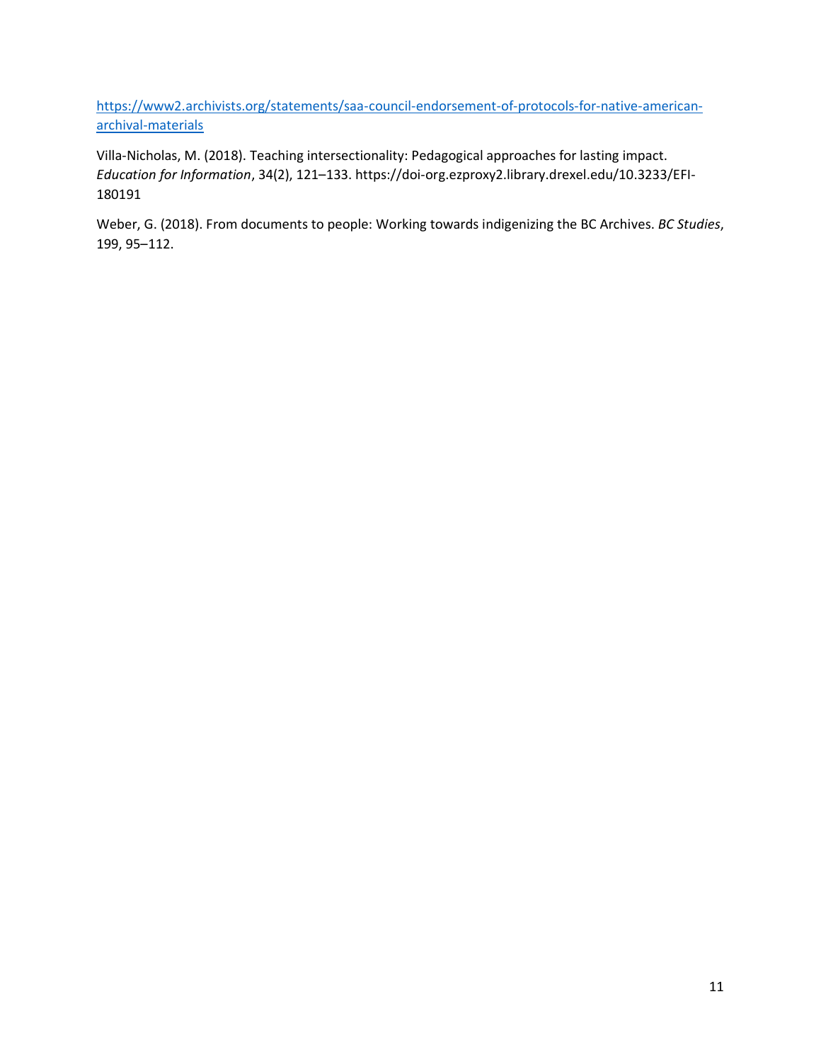https://www2.archivists.org/statements/saa-council-endorsement-of-protocols-for-native-american-archival-materials

Villa-Nicholas, M. (2018). Teaching intersectionality: Pedagogical approaches for lasting impact. *Education for Information*, 34(2), 121–133. https://doi-org.ezproxy2.library.drexel.edu/10.3233/EFI-180191

Weber, G. (2018). From documents to people: Working towards indigenizing the BC Archives. *BC Studies*, 199, 95–112.